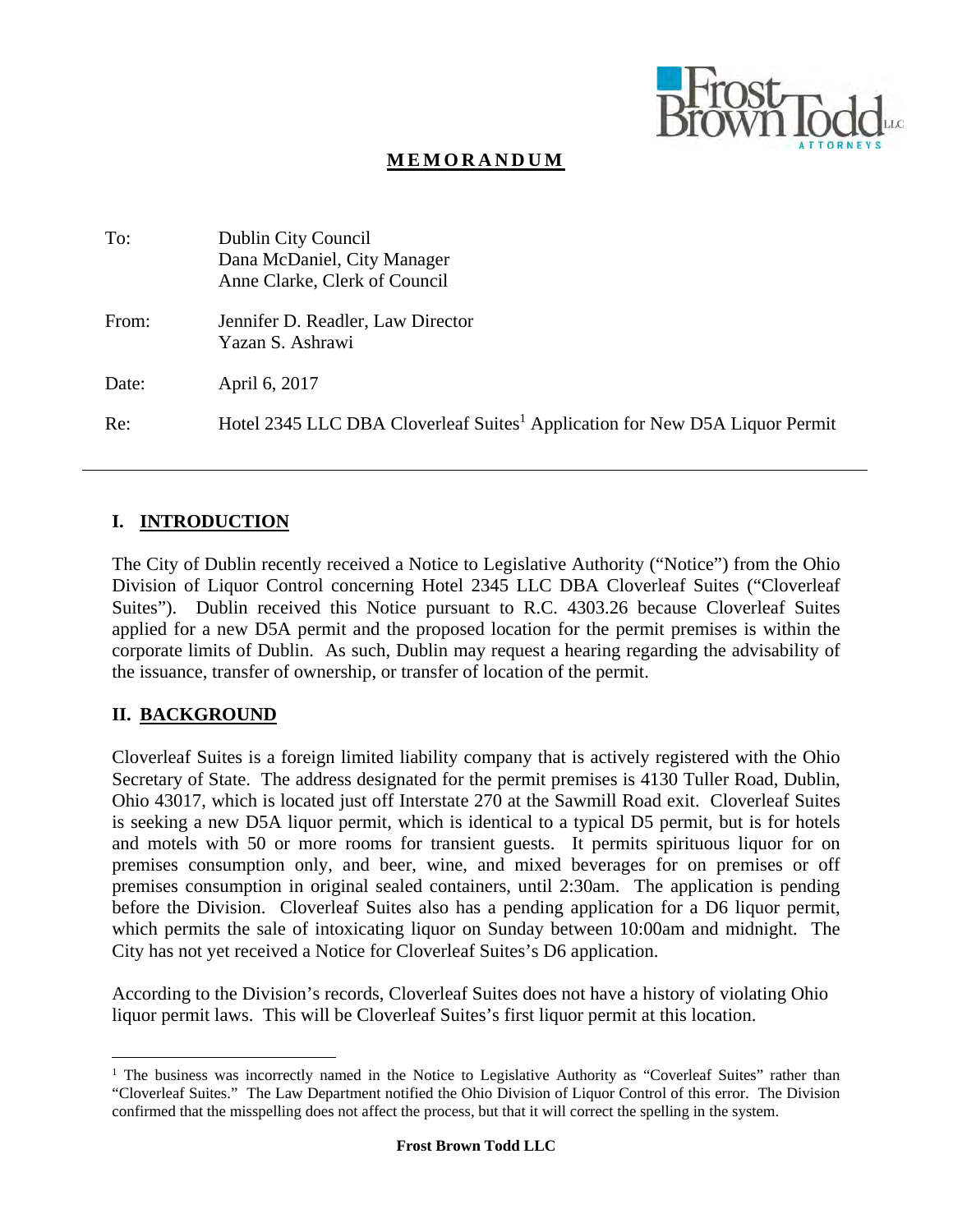# MEMORANDUM

To: Dublin City Council
Dana McDaniel, City Manager
Anne Clarke, Clerk of Council

From: Jennifer D. Readler, Law Director
Yazan S. Ashrawi

Date: April 6, 2017

Re: Hotel 2345 LLC DBA Cloverleaf Suites[1] Application for New D5A Liquor Permit

## I. INTRODUCTION

The City of Dublin recently received a Notice to Legislative Authority ("Notice") from the Ohio Division of Liquor Control concerning Hotel 2345 LLC DBA Cloverleaf Suites ("Cloverleaf Suites"). Dublin received this Notice pursuant to R.C. 4303.26 because Cloverleaf Suites applied for a new D5A permit and the proposed location for the permit premises is within the corporate limits of Dublin. As such, Dublin may request a hearing regarding the advisability of the issuance, transfer of ownership, or transfer of location of the permit.

## II. BACKGROUND

Cloverleaf Suites is a foreign limited liability company that is actively registered with the Ohio Secretary of State. The address designated for the permit premises is 4130 Tuller Road, Dublin, Ohio 43017, which is located just off Interstate 270 at the Sawmill Road exit. Cloverleaf Suites is seeking a new D5A liquor permit, which is identical to a typical D5 permit, but is for hotels and motels with 50 or more rooms for transient guests. It permits spirituous liquor for on premises consumption only, and beer, wine, and mixed beverages for on premises or off premises consumption in original sealed containers, until 2:30am. The application is pending before the Division. Cloverleaf Suites also has a pending application for a D6 liquor permit, which permits the sale of intoxicating liquor on Sunday between 10:00am and midnight. The City has not yet received a Notice for Cloverleaf Suites's D6 application.

According to the Division's records, Cloverleaf Suites does not have a history of violating Ohio liquor permit laws. This will be Cloverleaf Suites's first liquor permit at this location.

---

[1] The business was incorrectly named in the Notice to Legislative Authority as "Coverleaf Suites" rather than "Cloverleaf Suites." The Law Department notified the Ohio Division of Liquor Control of this error. The Division confirmed that the misspelling does not affect the process, but that it will correct the spelling in the system.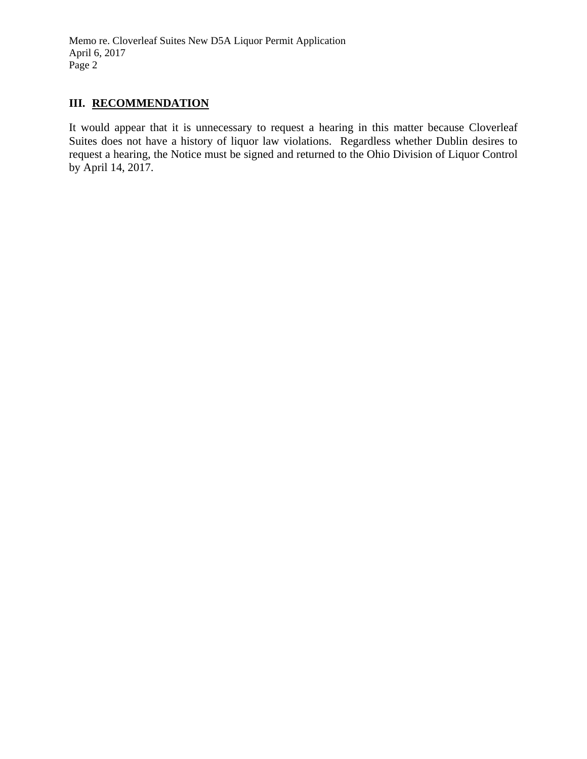## III. RECOMMENDATION

It would appear that it is unnecessary to request a hearing in this matter because Cloverleaf Suites does not have a history of liquor law violations. Regardless whether Dublin desires to request a hearing, the Notice must be signed and returned to the Ohio Division of Liquor Control by April 14, 2017.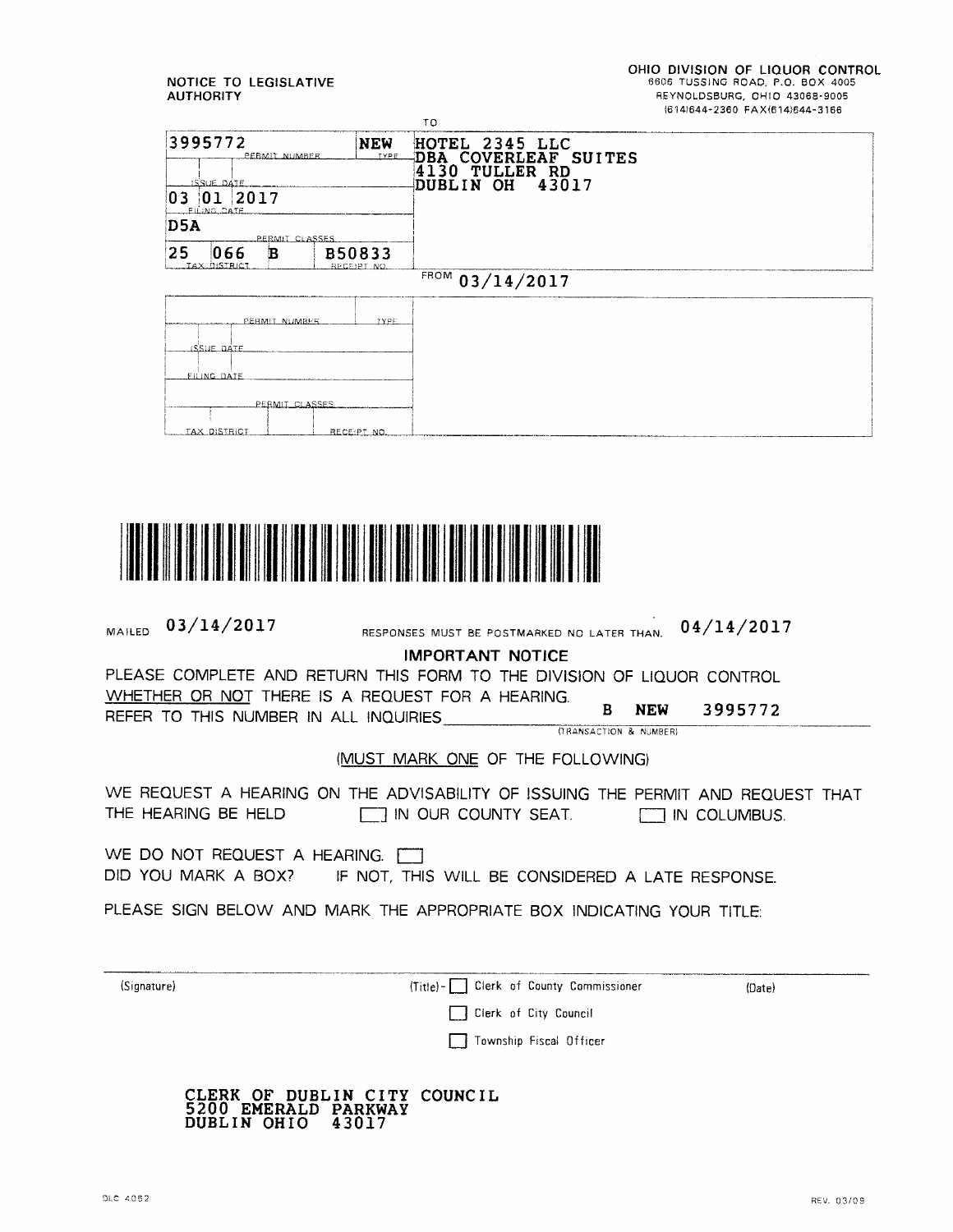NOTICE TO LEGISLATIVE AUTHORITY

**OHIO DIVISION OF LIQUOR CONTROL**
6606 TUSSING ROAD, P.O. BOX 4005
REYNOLDSBURG, OHIO 43068-9005
(614)644-2360 FAX(614)644-3166

| PERMIT NUMBER | TYPE | TO |
|---|---|---|
| 3995772 | NEW | HOTEL 2345 LLC<br>DBA COVERLEAF SUITES<br>4130 TULLER RD<br>DUBLIN OH 43017 |
| ISSUE DATE | | |
| FILING DATE: 03 01 2017 | | |
| PERMIT CLASSES: D5A | | |
| TAX DISTRICT: 25 066 B | RECEIPT NO.: B50833 | |

FROM 03/14/2017

| PERMIT NUMBER | TYPE | |
|---|---|---|
| ISSUE DATE | | |
| FILING DATE | | |
| PERMIT CLASSES | | |
| TAX DISTRICT | RECEIPT NO. | |

MAILED 03/14/2017 RESPONSES MUST BE POSTMARKED NO LATER THAN. 04/14/2017

**IMPORTANT NOTICE**

PLEASE COMPLETE AND RETURN THIS FORM TO THE DIVISION OF LIQUOR CONTROL WHETHER OR NOT THERE IS A REQUEST FOR A HEARING.

REFER TO THIS NUMBER IN ALL INQUIRIES B NEW 3995772
(TRANSACTION & NUMBER)

(MUST MARK ONE OF THE FOLLOWING)

WE REQUEST A HEARING ON THE ADVISABILITY OF ISSUING THE PERMIT AND REQUEST THAT THE HEARING BE HELD ☐ IN OUR COUNTY SEAT. ☐ IN COLUMBUS.

WE DO NOT REQUEST A HEARING. ☐

DID YOU MARK A BOX? IF NOT, THIS WILL BE CONSIDERED A LATE RESPONSE.

PLEASE SIGN BELOW AND MARK THE APPROPRIATE BOX INDICATING YOUR TITLE:

(Signature) (Title) - ☐ Clerk of County Commissioner (Date)

☐ Clerk of City Council

☐ Township Fiscal Officer

CLERK OF DUBLIN CITY COUNCIL
5200 EMERALD PARKWAY
DUBLIN OHIO 43017

DLC 4052 REV. 03/09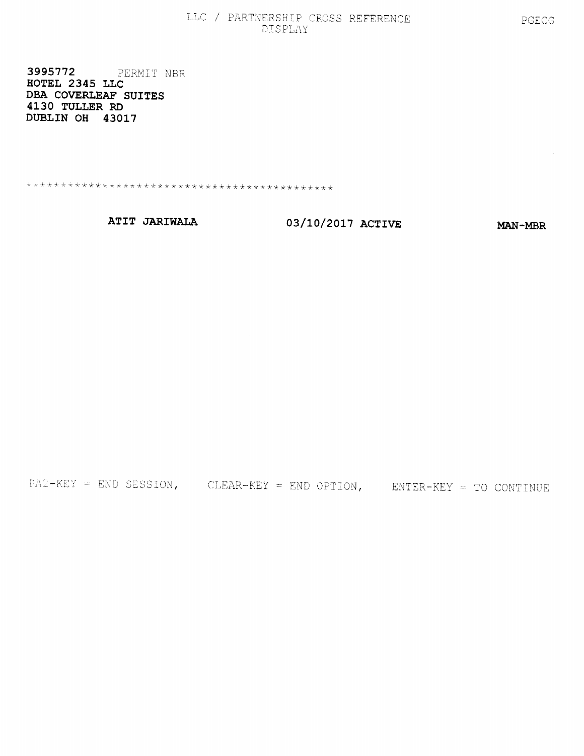# LLC / PARTNERSHIP CROSS REFERENCE DISPLAY

PGECG

**3995772** PERMIT NBR
**HOTEL 2345 LLC**
**DBA COVERLEAF SUITES**
**4130 TULLER RD**
**DUBLIN OH 43017**

*****************************************

| | | |
|---|---|---|
| **ATIT JARIWALA** | **03/10/2017 ACTIVE** | **MAN-MBR** |

PA2-KEY = END SESSION, CLEAR-KEY = END OPTION, ENTER-KEY = TO CONTINUE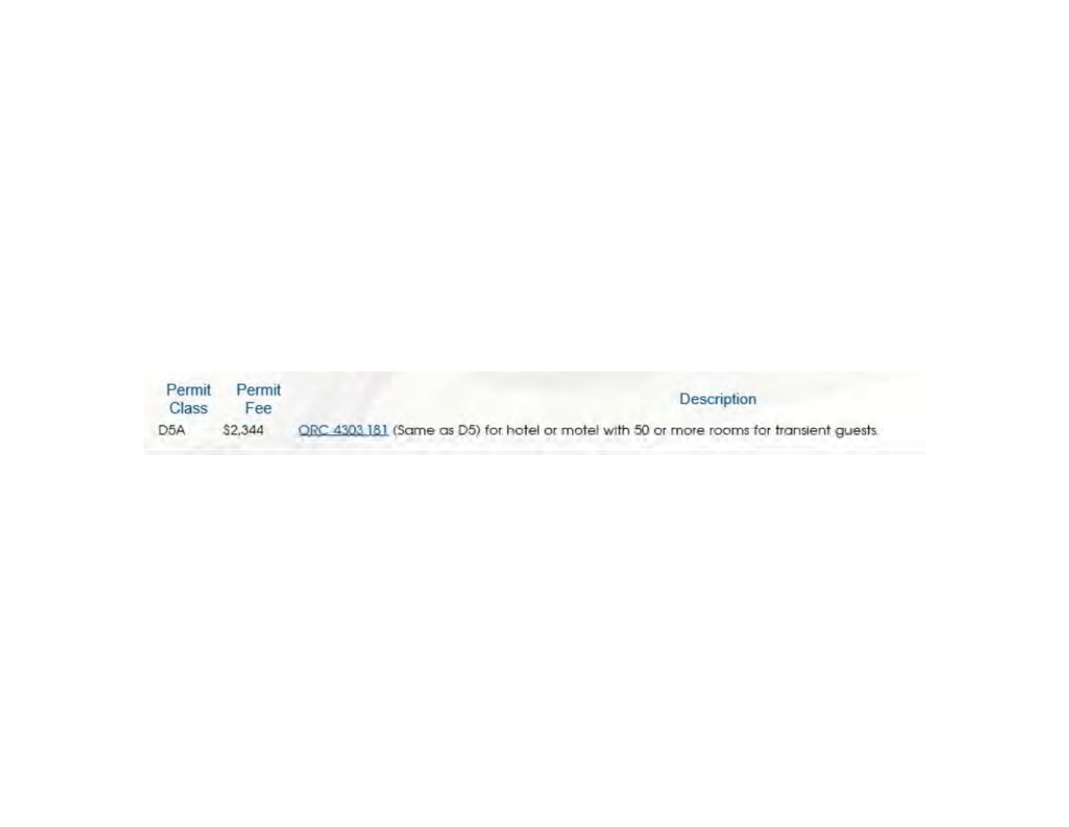| Permit Class | Permit Fee | Description |
| --- | --- | --- |
| D5A | $2,344 | ORC 4303.181 (Same as D5) for hotel or motel with 50 or more rooms for transient guests. |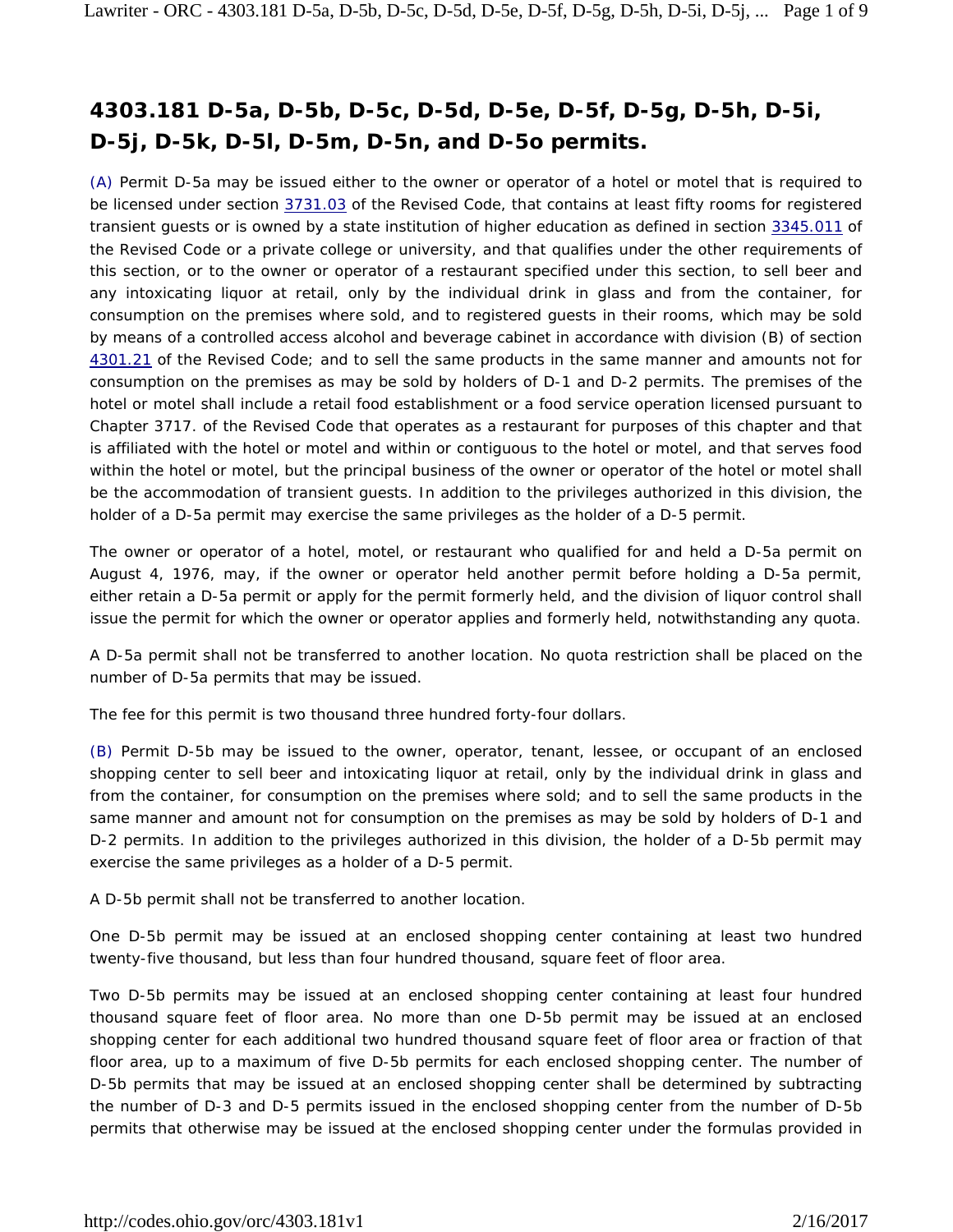# 4303.181 D-5a, D-5b, D-5c, D-5d, D-5e, D-5f, D-5g, D-5h, D-5i, D-5j, D-5k, D-5l, D-5m, D-5n, and D-5o permits.

(A) Permit D-5a may be issued either to the owner or operator of a hotel or motel that is required to be licensed under section 3731.03 of the Revised Code, that contains at least fifty rooms for registered transient guests or is owned by a state institution of higher education as defined in section 3345.011 of the Revised Code or a private college or university, and that qualifies under the other requirements of this section, or to the owner or operator of a restaurant specified under this section, to sell beer and any intoxicating liquor at retail, only by the individual drink in glass and from the container, for consumption on the premises where sold, and to registered guests in their rooms, which may be sold by means of a controlled access alcohol and beverage cabinet in accordance with division (B) of section 4301.21 of the Revised Code; and to sell the same products in the same manner and amounts not for consumption on the premises as may be sold by holders of D-1 and D-2 permits. The premises of the hotel or motel shall include a retail food establishment or a food service operation licensed pursuant to Chapter 3717. of the Revised Code that operates as a restaurant for purposes of this chapter and that is affiliated with the hotel or motel and within or contiguous to the hotel or motel, and that serves food within the hotel or motel, but the principal business of the owner or operator of the hotel or motel shall be the accommodation of transient guests. In addition to the privileges authorized in this division, the holder of a D-5a permit may exercise the same privileges as the holder of a D-5 permit.

The owner or operator of a hotel, motel, or restaurant who qualified for and held a D-5a permit on August 4, 1976, may, if the owner or operator held another permit before holding a D-5a permit, either retain a D-5a permit or apply for the permit formerly held, and the division of liquor control shall issue the permit for which the owner or operator applies and formerly held, notwithstanding any quota.

A D-5a permit shall not be transferred to another location. No quota restriction shall be placed on the number of D-5a permits that may be issued.

The fee for this permit is two thousand three hundred forty-four dollars.

(B) Permit D-5b may be issued to the owner, operator, tenant, lessee, or occupant of an enclosed shopping center to sell beer and intoxicating liquor at retail, only by the individual drink in glass and from the container, for consumption on the premises where sold; and to sell the same products in the same manner and amount not for consumption on the premises as may be sold by holders of D-1 and D-2 permits. In addition to the privileges authorized in this division, the holder of a D-5b permit may exercise the same privileges as a holder of a D-5 permit.

A D-5b permit shall not be transferred to another location.

One D-5b permit may be issued at an enclosed shopping center containing at least two hundred twenty-five thousand, but less than four hundred thousand, square feet of floor area.

Two D-5b permits may be issued at an enclosed shopping center containing at least four hundred thousand square feet of floor area. No more than one D-5b permit may be issued at an enclosed shopping center for each additional two hundred thousand square feet of floor area or fraction of that floor area, up to a maximum of five D-5b permits for each enclosed shopping center. The number of D-5b permits that may be issued at an enclosed shopping center shall be determined by subtracting the number of D-3 and D-5 permits issued in the enclosed shopping center from the number of D-5b permits that otherwise may be issued at the enclosed shopping center under the formulas provided in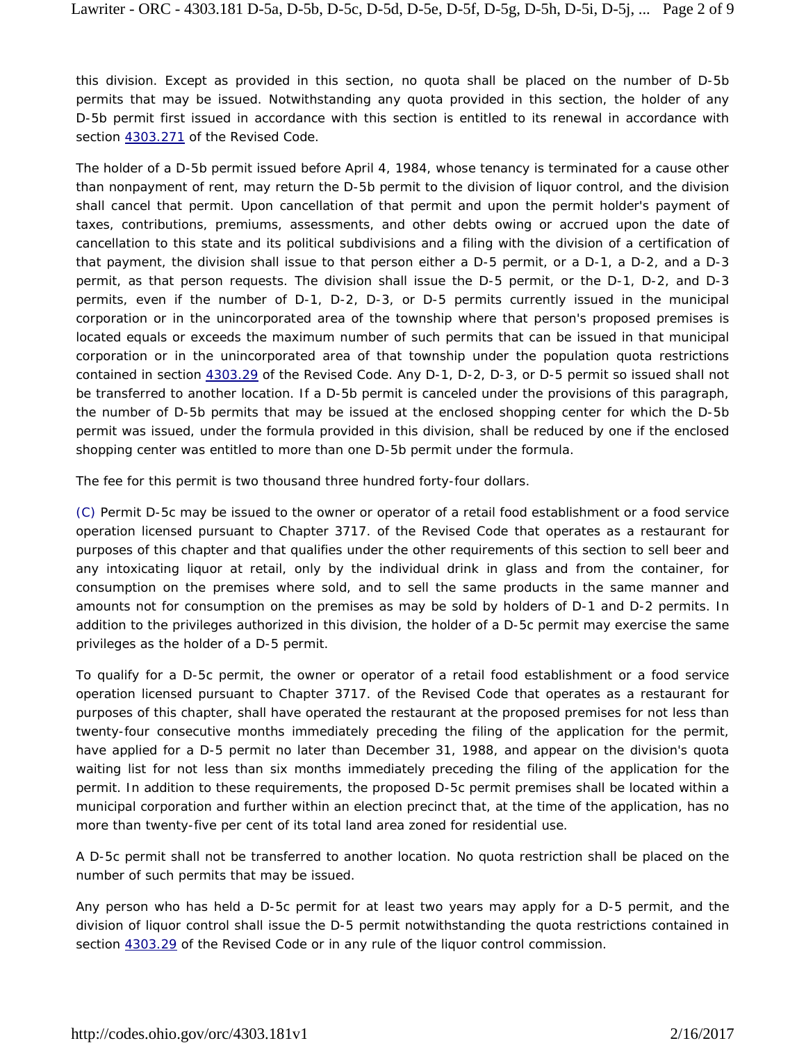this division. Except as provided in this section, no quota shall be placed on the number of D-5b permits that may be issued. Notwithstanding any quota provided in this section, the holder of any D-5b permit first issued in accordance with this section is entitled to its renewal in accordance with section 4303.271 of the Revised Code.

The holder of a D-5b permit issued before April 4, 1984, whose tenancy is terminated for a cause other than nonpayment of rent, may return the D-5b permit to the division of liquor control, and the division shall cancel that permit. Upon cancellation of that permit and upon the permit holder's payment of taxes, contributions, premiums, assessments, and other debts owing or accrued upon the date of cancellation to this state and its political subdivisions and a filing with the division of a certification of that payment, the division shall issue to that person either a D-5 permit, or a D-1, a D-2, and a D-3 permit, as that person requests. The division shall issue the D-5 permit, or the D-1, D-2, and D-3 permits, even if the number of D-1, D-2, D-3, or D-5 permits currently issued in the municipal corporation or in the unincorporated area of the township where that person's proposed premises is located equals or exceeds the maximum number of such permits that can be issued in that municipal corporation or in the unincorporated area of that township under the population quota restrictions contained in section 4303.29 of the Revised Code. Any D-1, D-2, D-3, or D-5 permit so issued shall not be transferred to another location. If a D-5b permit is canceled under the provisions of this paragraph, the number of D-5b permits that may be issued at the enclosed shopping center for which the D-5b permit was issued, under the formula provided in this division, shall be reduced by one if the enclosed shopping center was entitled to more than one D-5b permit under the formula.

The fee for this permit is two thousand three hundred forty-four dollars.

(C) Permit D-5c may be issued to the owner or operator of a retail food establishment or a food service operation licensed pursuant to Chapter 3717. of the Revised Code that operates as a restaurant for purposes of this chapter and that qualifies under the other requirements of this section to sell beer and any intoxicating liquor at retail, only by the individual drink in glass and from the container, for consumption on the premises where sold, and to sell the same products in the same manner and amounts not for consumption on the premises as may be sold by holders of D-1 and D-2 permits. In addition to the privileges authorized in this division, the holder of a D-5c permit may exercise the same privileges as the holder of a D-5 permit.

To qualify for a D-5c permit, the owner or operator of a retail food establishment or a food service operation licensed pursuant to Chapter 3717. of the Revised Code that operates as a restaurant for purposes of this chapter, shall have operated the restaurant at the proposed premises for not less than twenty-four consecutive months immediately preceding the filing of the application for the permit, have applied for a D-5 permit no later than December 31, 1988, and appear on the division's quota waiting list for not less than six months immediately preceding the filing of the application for the permit. In addition to these requirements, the proposed D-5c permit premises shall be located within a municipal corporation and further within an election precinct that, at the time of the application, has no more than twenty-five per cent of its total land area zoned for residential use.

A D-5c permit shall not be transferred to another location. No quota restriction shall be placed on the number of such permits that may be issued.

Any person who has held a D-5c permit for at least two years may apply for a D-5 permit, and the division of liquor control shall issue the D-5 permit notwithstanding the quota restrictions contained in section 4303.29 of the Revised Code or in any rule of the liquor control commission.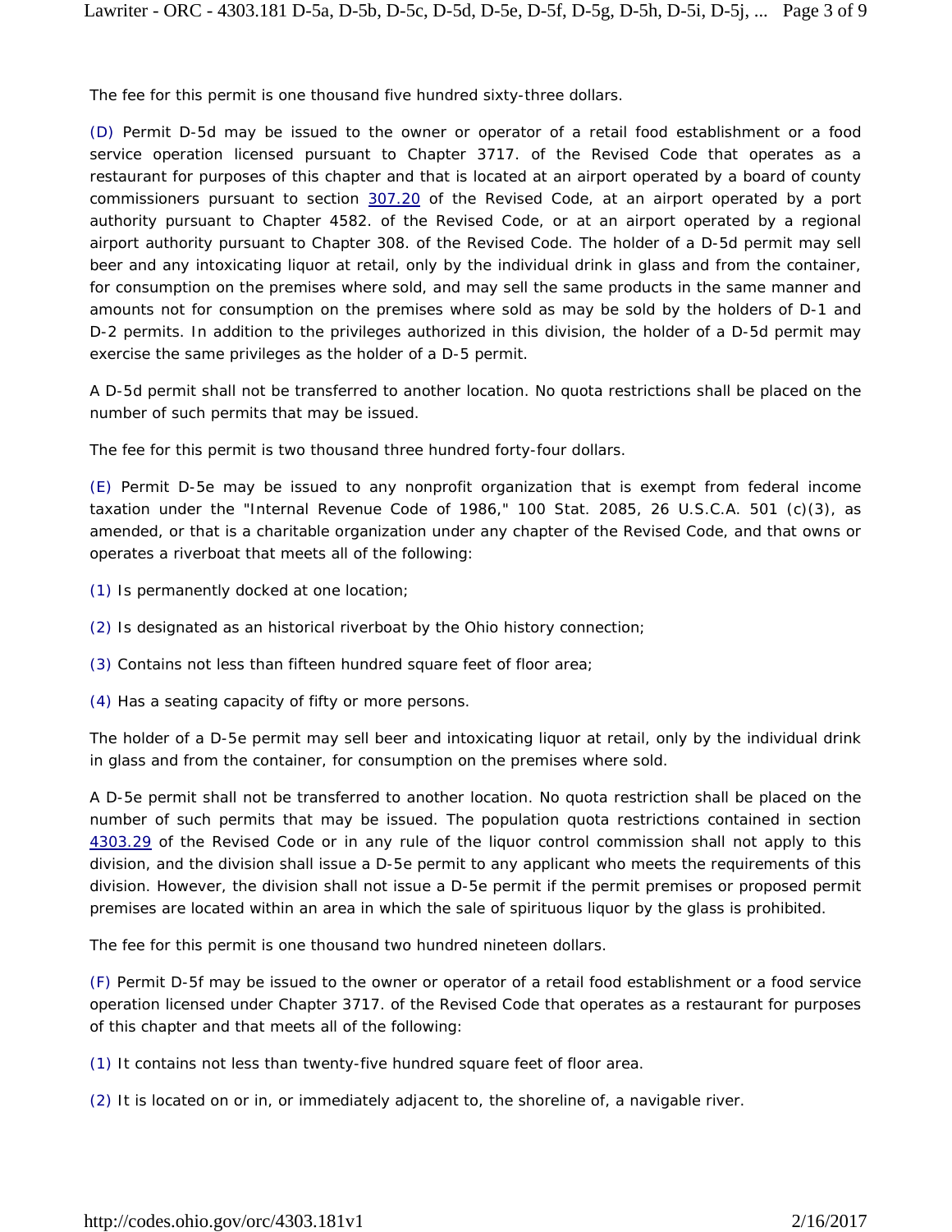The fee for this permit is one thousand five hundred sixty-three dollars.

(D) Permit D-5d may be issued to the owner or operator of a retail food establishment or a food service operation licensed pursuant to Chapter 3717. of the Revised Code that operates as a restaurant for purposes of this chapter and that is located at an airport operated by a board of county commissioners pursuant to section 307.20 of the Revised Code, at an airport operated by a port authority pursuant to Chapter 4582. of the Revised Code, or at an airport operated by a regional airport authority pursuant to Chapter 308. of the Revised Code. The holder of a D-5d permit may sell beer and any intoxicating liquor at retail, only by the individual drink in glass and from the container, for consumption on the premises where sold, and may sell the same products in the same manner and amounts not for consumption on the premises where sold as may be sold by the holders of D-1 and D-2 permits. In addition to the privileges authorized in this division, the holder of a D-5d permit may exercise the same privileges as the holder of a D-5 permit.

A D-5d permit shall not be transferred to another location. No quota restrictions shall be placed on the number of such permits that may be issued.

The fee for this permit is two thousand three hundred forty-four dollars.

(E) Permit D-5e may be issued to any nonprofit organization that is exempt from federal income taxation under the "Internal Revenue Code of 1986," 100 Stat. 2085, 26 U.S.C.A. 501 (c)(3), as amended, or that is a charitable organization under any chapter of the Revised Code, and that owns or operates a riverboat that meets all of the following:

(1) Is permanently docked at one location;

(2) Is designated as an historical riverboat by the Ohio history connection;

(3) Contains not less than fifteen hundred square feet of floor area;

(4) Has a seating capacity of fifty or more persons.

The holder of a D-5e permit may sell beer and intoxicating liquor at retail, only by the individual drink in glass and from the container, for consumption on the premises where sold.

A D-5e permit shall not be transferred to another location. No quota restriction shall be placed on the number of such permits that may be issued. The population quota restrictions contained in section 4303.29 of the Revised Code or in any rule of the liquor control commission shall not apply to this division, and the division shall issue a D-5e permit to any applicant who meets the requirements of this division. However, the division shall not issue a D-5e permit if the permit premises or proposed permit premises are located within an area in which the sale of spirituous liquor by the glass is prohibited.

The fee for this permit is one thousand two hundred nineteen dollars.

(F) Permit D-5f may be issued to the owner or operator of a retail food establishment or a food service operation licensed under Chapter 3717. of the Revised Code that operates as a restaurant for purposes of this chapter and that meets all of the following:

(1) It contains not less than twenty-five hundred square feet of floor area.

(2) It is located on or in, or immediately adjacent to, the shoreline of, a navigable river.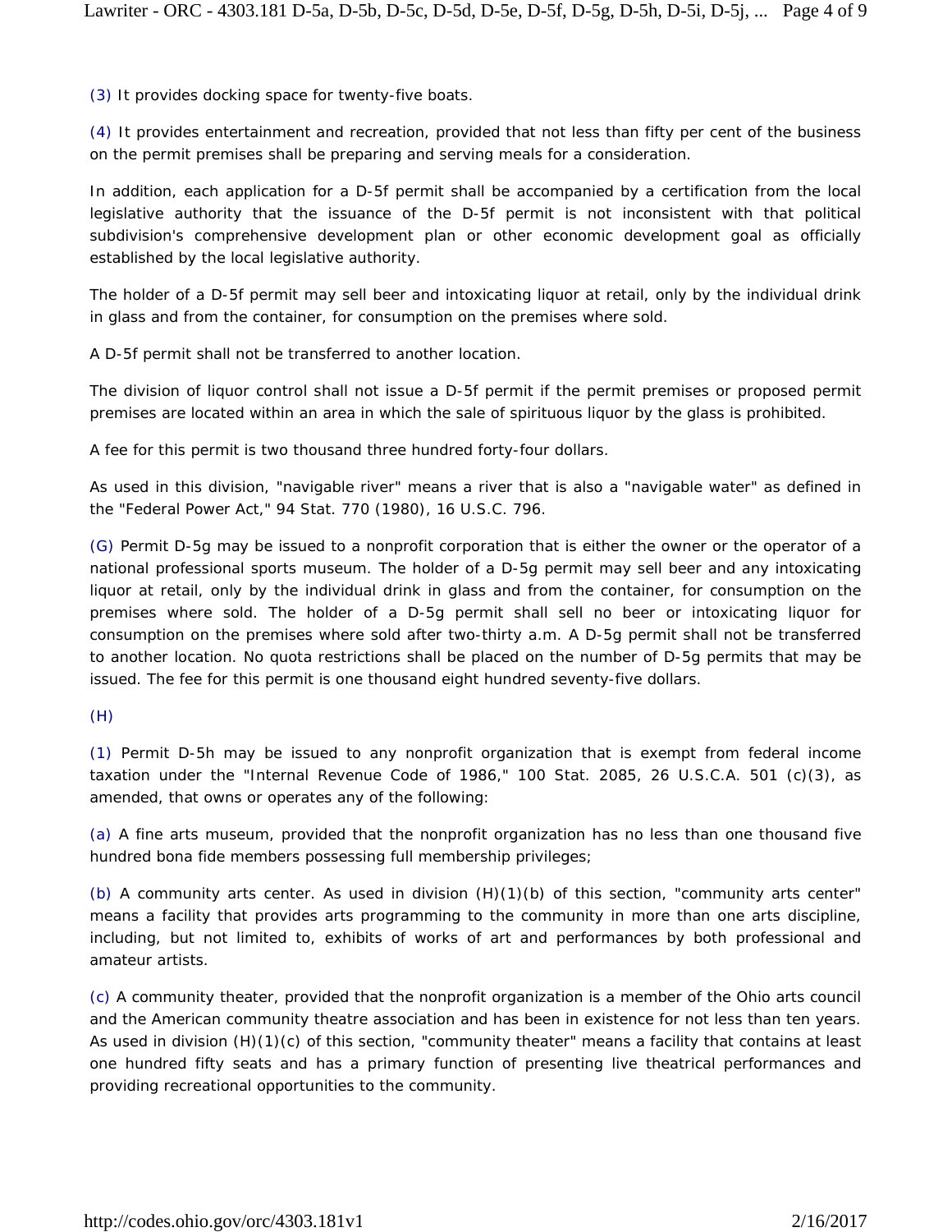(3) It provides docking space for twenty-five boats.

(4) It provides entertainment and recreation, provided that not less than fifty per cent of the business on the permit premises shall be preparing and serving meals for a consideration.

In addition, each application for a D-5f permit shall be accompanied by a certification from the local legislative authority that the issuance of the D-5f permit is not inconsistent with that political subdivision's comprehensive development plan or other economic development goal as officially established by the local legislative authority.

The holder of a D-5f permit may sell beer and intoxicating liquor at retail, only by the individual drink in glass and from the container, for consumption on the premises where sold.

A D-5f permit shall not be transferred to another location.

The division of liquor control shall not issue a D-5f permit if the permit premises or proposed permit premises are located within an area in which the sale of spirituous liquor by the glass is prohibited.

A fee for this permit is two thousand three hundred forty-four dollars.

As used in this division, "navigable river" means a river that is also a "navigable water" as defined in the "Federal Power Act," 94 Stat. 770 (1980), 16 U.S.C. 796.

(G) Permit D-5g may be issued to a nonprofit corporation that is either the owner or the operator of a national professional sports museum. The holder of a D-5g permit may sell beer and any intoxicating liquor at retail, only by the individual drink in glass and from the container, for consumption on the premises where sold. The holder of a D-5g permit shall sell no beer or intoxicating liquor for consumption on the premises where sold after two-thirty a.m. A D-5g permit shall not be transferred to another location. No quota restrictions shall be placed on the number of D-5g permits that may be issued. The fee for this permit is one thousand eight hundred seventy-five dollars.

(H)

(1) Permit D-5h may be issued to any nonprofit organization that is exempt from federal income taxation under the "Internal Revenue Code of 1986," 100 Stat. 2085, 26 U.S.C.A. 501 (c)(3), as amended, that owns or operates any of the following:

(a) A fine arts museum, provided that the nonprofit organization has no less than one thousand five hundred bona fide members possessing full membership privileges;

(b) A community arts center. As used in division (H)(1)(b) of this section, "community arts center" means a facility that provides arts programming to the community in more than one arts discipline, including, but not limited to, exhibits of works of art and performances by both professional and amateur artists.

(c) A community theater, provided that the nonprofit organization is a member of the Ohio arts council and the American community theatre association and has been in existence for not less than ten years. As used in division (H)(1)(c) of this section, "community theater" means a facility that contains at least one hundred fifty seats and has a primary function of presenting live theatrical performances and providing recreational opportunities to the community.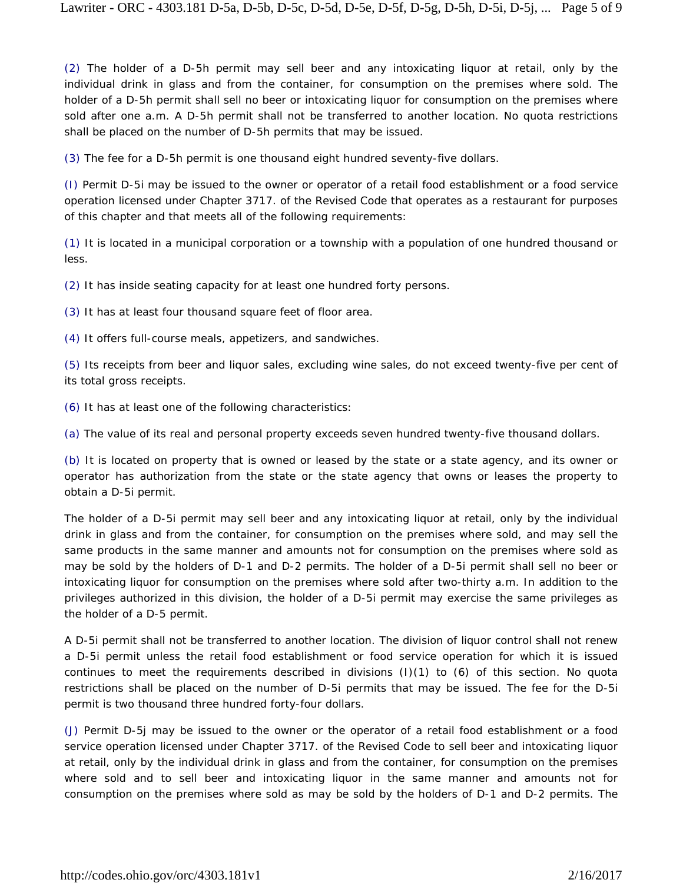(2) The holder of a D-5h permit may sell beer and any intoxicating liquor at retail, only by the individual drink in glass and from the container, for consumption on the premises where sold. The holder of a D-5h permit shall sell no beer or intoxicating liquor for consumption on the premises where sold after one a.m. A D-5h permit shall not be transferred to another location. No quota restrictions shall be placed on the number of D-5h permits that may be issued.

(3) The fee for a D-5h permit is one thousand eight hundred seventy-five dollars.

(I) Permit D-5i may be issued to the owner or operator of a retail food establishment or a food service operation licensed under Chapter 3717. of the Revised Code that operates as a restaurant for purposes of this chapter and that meets all of the following requirements:

(1) It is located in a municipal corporation or a township with a population of one hundred thousand or less.

(2) It has inside seating capacity for at least one hundred forty persons.

(3) It has at least four thousand square feet of floor area.

(4) It offers full-course meals, appetizers, and sandwiches.

(5) Its receipts from beer and liquor sales, excluding wine sales, do not exceed twenty-five per cent of its total gross receipts.

(6) It has at least one of the following characteristics:

(a) The value of its real and personal property exceeds seven hundred twenty-five thousand dollars.

(b) It is located on property that is owned or leased by the state or a state agency, and its owner or operator has authorization from the state or the state agency that owns or leases the property to obtain a D-5i permit.

The holder of a D-5i permit may sell beer and any intoxicating liquor at retail, only by the individual drink in glass and from the container, for consumption on the premises where sold, and may sell the same products in the same manner and amounts not for consumption on the premises where sold as may be sold by the holders of D-1 and D-2 permits. The holder of a D-5i permit shall sell no beer or intoxicating liquor for consumption on the premises where sold after two-thirty a.m. In addition to the privileges authorized in this division, the holder of a D-5i permit may exercise the same privileges as the holder of a D-5 permit.

A D-5i permit shall not be transferred to another location. The division of liquor control shall not renew a D-5i permit unless the retail food establishment or food service operation for which it is issued continues to meet the requirements described in divisions (I)(1) to (6) of this section. No quota restrictions shall be placed on the number of D-5i permits that may be issued. The fee for the D-5i permit is two thousand three hundred forty-four dollars.

(J) Permit D-5j may be issued to the owner or the operator of a retail food establishment or a food service operation licensed under Chapter 3717. of the Revised Code to sell beer and intoxicating liquor at retail, only by the individual drink in glass and from the container, for consumption on the premises where sold and to sell beer and intoxicating liquor in the same manner and amounts not for consumption on the premises where sold as may be sold by the holders of D-1 and D-2 permits. The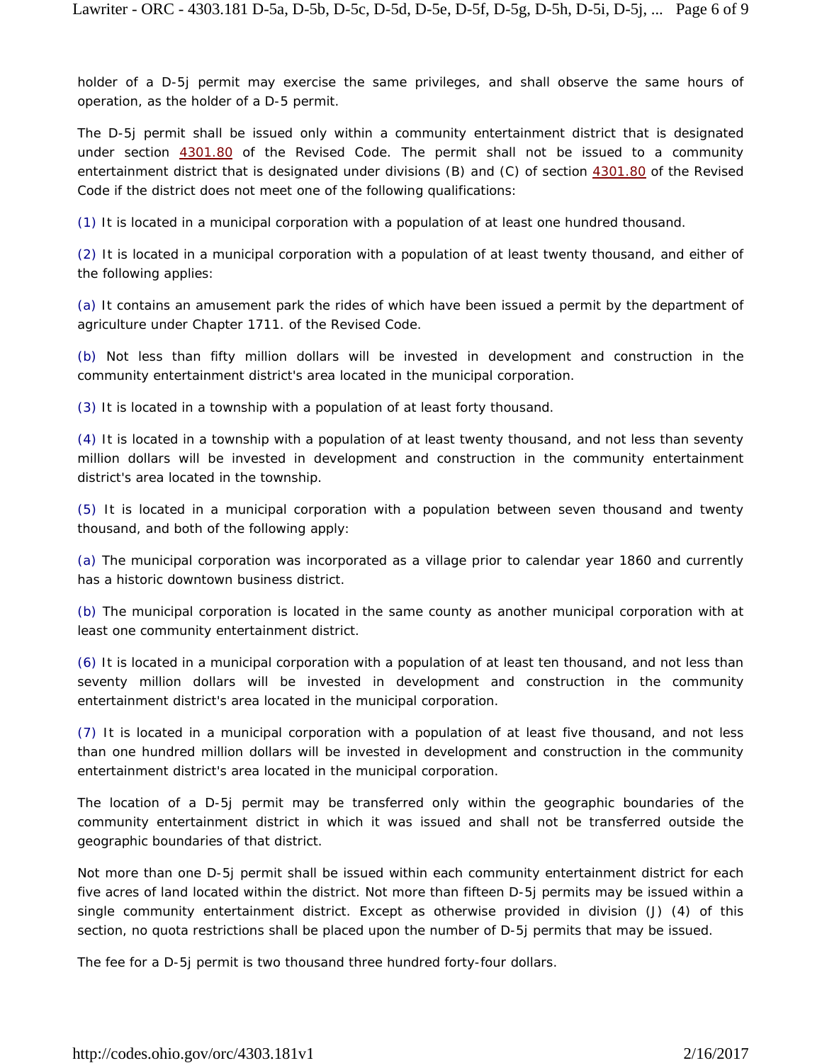holder of a D-5j permit may exercise the same privileges, and shall observe the same hours of operation, as the holder of a D-5 permit.

The D-5j permit shall be issued only within a community entertainment district that is designated under section 4301.80 of the Revised Code. The permit shall not be issued to a community entertainment district that is designated under divisions (B) and (C) of section 4301.80 of the Revised Code if the district does not meet one of the following qualifications:

(1) It is located in a municipal corporation with a population of at least one hundred thousand.

(2) It is located in a municipal corporation with a population of at least twenty thousand, and either of the following applies:

(a) It contains an amusement park the rides of which have been issued a permit by the department of agriculture under Chapter 1711. of the Revised Code.

(b) Not less than fifty million dollars will be invested in development and construction in the community entertainment district's area located in the municipal corporation.

(3) It is located in a township with a population of at least forty thousand.

(4) It is located in a township with a population of at least twenty thousand, and not less than seventy million dollars will be invested in development and construction in the community entertainment district's area located in the township.

(5) It is located in a municipal corporation with a population between seven thousand and twenty thousand, and both of the following apply:

(a) The municipal corporation was incorporated as a village prior to calendar year 1860 and currently has a historic downtown business district.

(b) The municipal corporation is located in the same county as another municipal corporation with at least one community entertainment district.

(6) It is located in a municipal corporation with a population of at least ten thousand, and not less than seventy million dollars will be invested in development and construction in the community entertainment district's area located in the municipal corporation.

(7) It is located in a municipal corporation with a population of at least five thousand, and not less than one hundred million dollars will be invested in development and construction in the community entertainment district's area located in the municipal corporation.

The location of a D-5j permit may be transferred only within the geographic boundaries of the community entertainment district in which it was issued and shall not be transferred outside the geographic boundaries of that district.

Not more than one D-5j permit shall be issued within each community entertainment district for each five acres of land located within the district. Not more than fifteen D-5j permits may be issued within a single community entertainment district. Except as otherwise provided in division (J) (4) of this section, no quota restrictions shall be placed upon the number of D-5j permits that may be issued.

The fee for a D-5j permit is two thousand three hundred forty-four dollars.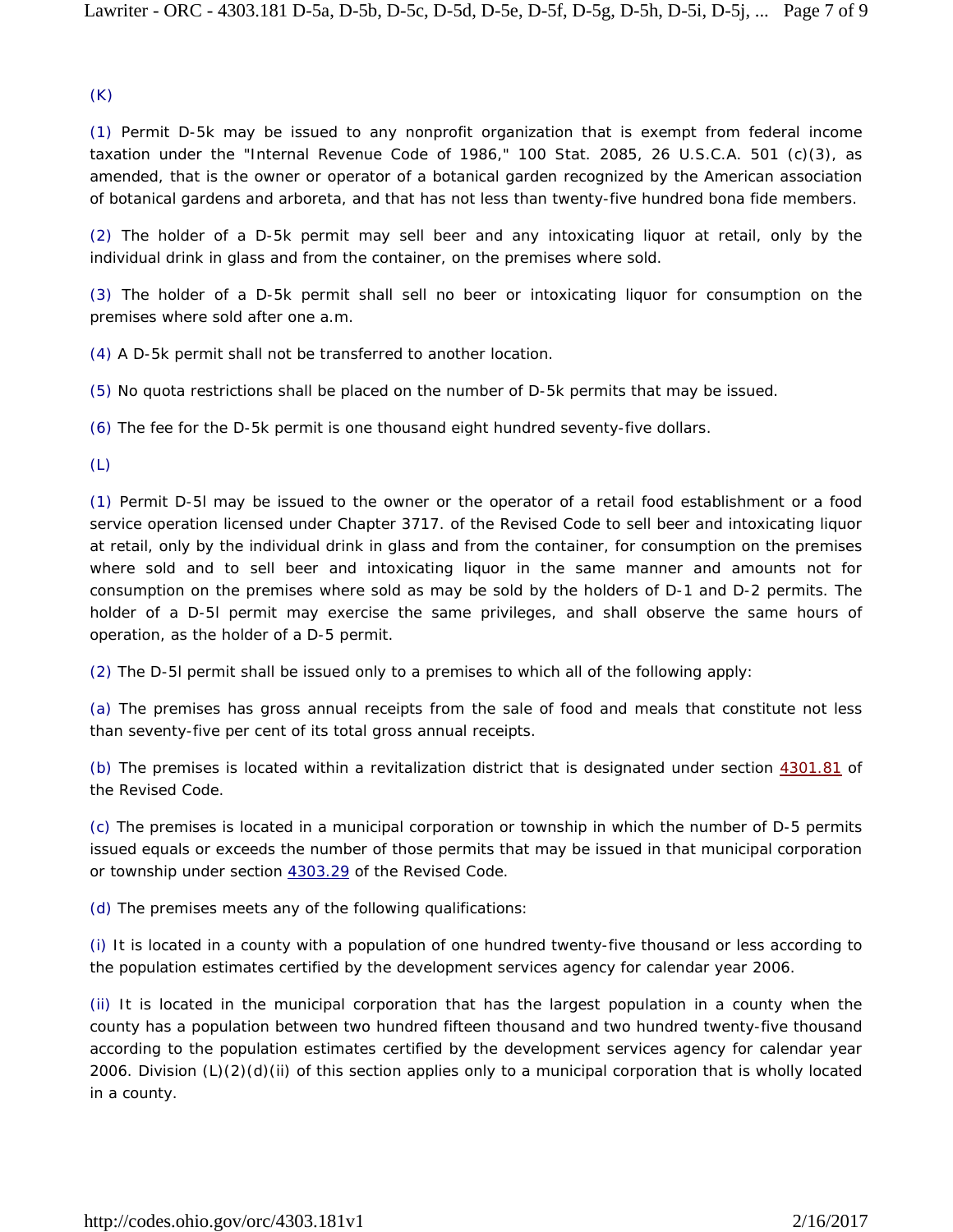(K)

(1) Permit D-5k may be issued to any nonprofit organization that is exempt from federal income taxation under the "Internal Revenue Code of 1986," 100 Stat. 2085, 26 U.S.C.A. 501 (c)(3), as amended, that is the owner or operator of a botanical garden recognized by the American association of botanical gardens and arboreta, and that has not less than twenty-five hundred bona fide members.

(2) The holder of a D-5k permit may sell beer and any intoxicating liquor at retail, only by the individual drink in glass and from the container, on the premises where sold.

(3) The holder of a D-5k permit shall sell no beer or intoxicating liquor for consumption on the premises where sold after one a.m.

(4) A D-5k permit shall not be transferred to another location.

(5) No quota restrictions shall be placed on the number of D-5k permits that may be issued.

(6) The fee for the D-5k permit is one thousand eight hundred seventy-five dollars.

(L)

(1) Permit D-5l may be issued to the owner or the operator of a retail food establishment or a food service operation licensed under Chapter 3717. of the Revised Code to sell beer and intoxicating liquor at retail, only by the individual drink in glass and from the container, for consumption on the premises where sold and to sell beer and intoxicating liquor in the same manner and amounts not for consumption on the premises where sold as may be sold by the holders of D-1 and D-2 permits. The holder of a D-5l permit may exercise the same privileges, and shall observe the same hours of operation, as the holder of a D-5 permit.

(2) The D-5l permit shall be issued only to a premises to which all of the following apply:

(a) The premises has gross annual receipts from the sale of food and meals that constitute not less than seventy-five per cent of its total gross annual receipts.

(b) The premises is located within a revitalization district that is designated under section 4301.81 of the Revised Code.

(c) The premises is located in a municipal corporation or township in which the number of D-5 permits issued equals or exceeds the number of those permits that may be issued in that municipal corporation or township under section 4303.29 of the Revised Code.

(d) The premises meets any of the following qualifications:

(i) It is located in a county with a population of one hundred twenty-five thousand or less according to the population estimates certified by the development services agency for calendar year 2006.

(ii) It is located in the municipal corporation that has the largest population in a county when the county has a population between two hundred fifteen thousand and two hundred twenty-five thousand according to the population estimates certified by the development services agency for calendar year 2006. Division (L)(2)(d)(ii) of this section applies only to a municipal corporation that is wholly located in a county.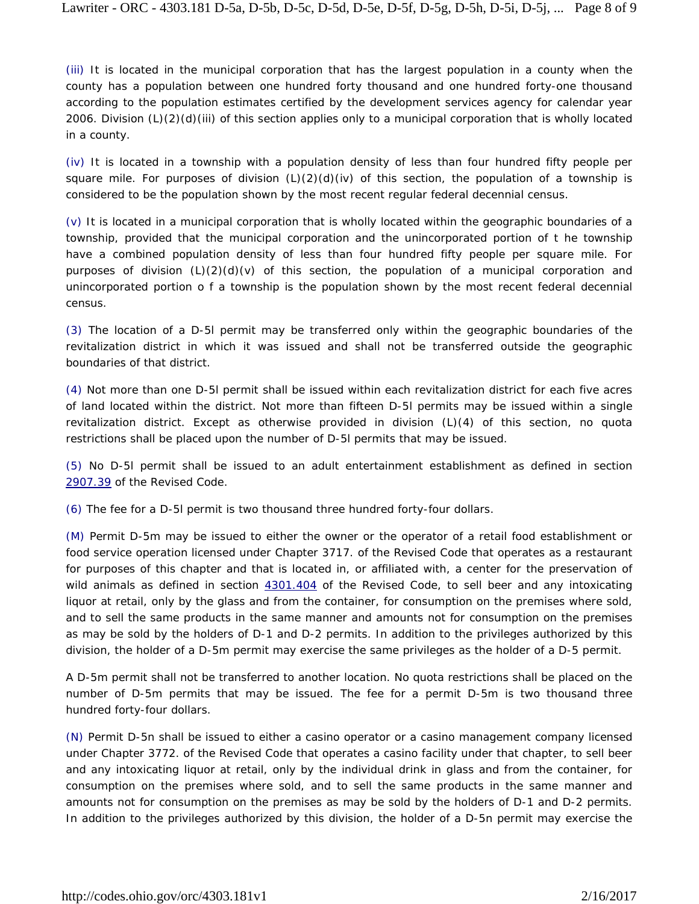(iii) It is located in the municipal corporation that has the largest population in a county when the county has a population between one hundred forty thousand and one hundred forty-one thousand according to the population estimates certified by the development services agency for calendar year 2006. Division (L)(2)(d)(iii) of this section applies only to a municipal corporation that is wholly located in a county.

(iv) It is located in a township with a population density of less than four hundred fifty people per square mile. For purposes of division (L)(2)(d)(iv) of this section, the population of a township is considered to be the population shown by the most recent regular federal decennial census.

(v) It is located in a municipal corporation that is wholly located within the geographic boundaries of a township, provided that the municipal corporation and the unincorporated portion of t he township have a combined population density of less than four hundred fifty people per square mile. For purposes of division (L)(2)(d)(v) of this section, the population of a municipal corporation and unincorporated portion o f a township is the population shown by the most recent federal decennial census.

(3) The location of a D-5l permit may be transferred only within the geographic boundaries of the revitalization district in which it was issued and shall not be transferred outside the geographic boundaries of that district.

(4) Not more than one D-5l permit shall be issued within each revitalization district for each five acres of land located within the district. Not more than fifteen D-5l permits may be issued within a single revitalization district. Except as otherwise provided in division (L)(4) of this section, no quota restrictions shall be placed upon the number of D-5l permits that may be issued.

(5) No D-5l permit shall be issued to an adult entertainment establishment as defined in section 2907.39 of the Revised Code.

(6) The fee for a D-5l permit is two thousand three hundred forty-four dollars.

(M) Permit D-5m may be issued to either the owner or the operator of a retail food establishment or food service operation licensed under Chapter 3717. of the Revised Code that operates as a restaurant for purposes of this chapter and that is located in, or affiliated with, a center for the preservation of wild animals as defined in section 4301.404 of the Revised Code, to sell beer and any intoxicating liquor at retail, only by the glass and from the container, for consumption on the premises where sold, and to sell the same products in the same manner and amounts not for consumption on the premises as may be sold by the holders of D-1 and D-2 permits. In addition to the privileges authorized by this division, the holder of a D-5m permit may exercise the same privileges as the holder of a D-5 permit.

A D-5m permit shall not be transferred to another location. No quota restrictions shall be placed on the number of D-5m permits that may be issued. The fee for a permit D-5m is two thousand three hundred forty-four dollars.

(N) Permit D-5n shall be issued to either a casino operator or a casino management company licensed under Chapter 3772. of the Revised Code that operates a casino facility under that chapter, to sell beer and any intoxicating liquor at retail, only by the individual drink in glass and from the container, for consumption on the premises where sold, and to sell the same products in the same manner and amounts not for consumption on the premises as may be sold by the holders of D-1 and D-2 permits. In addition to the privileges authorized by this division, the holder of a D-5n permit may exercise the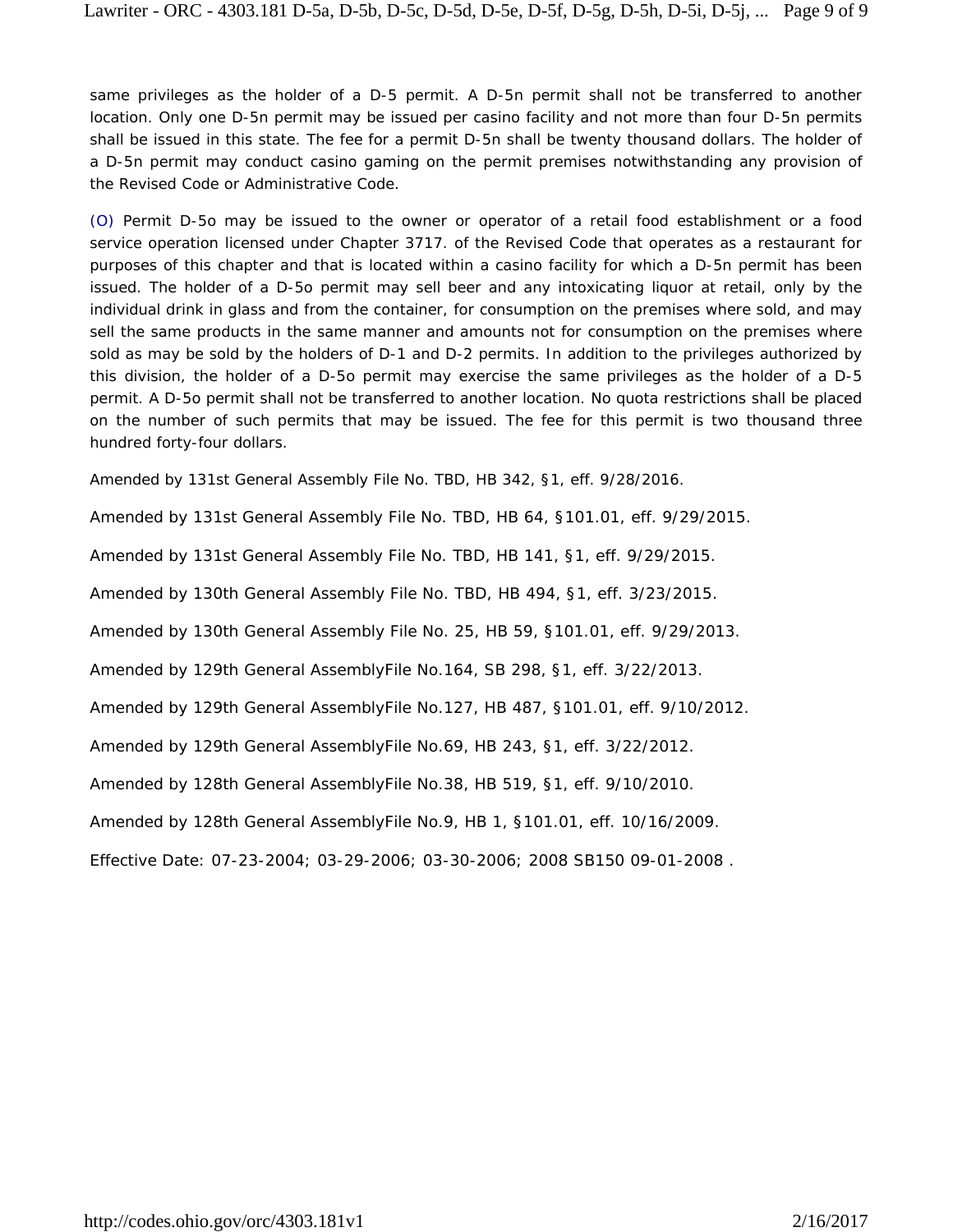same privileges as the holder of a D-5 permit. A D-5n permit shall not be transferred to another location. Only one D-5n permit may be issued per casino facility and not more than four D-5n permits shall be issued in this state. The fee for a permit D-5n shall be twenty thousand dollars. The holder of a D-5n permit may conduct casino gaming on the permit premises notwithstanding any provision of the Revised Code or Administrative Code.

(O) Permit D-5o may be issued to the owner or operator of a retail food establishment or a food service operation licensed under Chapter 3717. of the Revised Code that operates as a restaurant for purposes of this chapter and that is located within a casino facility for which a D-5n permit has been issued. The holder of a D-5o permit may sell beer and any intoxicating liquor at retail, only by the individual drink in glass and from the container, for consumption on the premises where sold, and may sell the same products in the same manner and amounts not for consumption on the premises where sold as may be sold by the holders of D-1 and D-2 permits. In addition to the privileges authorized by this division, the holder of a D-5o permit may exercise the same privileges as the holder of a D-5 permit. A D-5o permit shall not be transferred to another location. No quota restrictions shall be placed on the number of such permits that may be issued. The fee for this permit is two thousand three hundred forty-four dollars.

Amended by 131st General Assembly File No. TBD, HB 342, §1, eff. 9/28/2016.

Amended by 131st General Assembly File No. TBD, HB 64, §101.01, eff. 9/29/2015.

Amended by 131st General Assembly File No. TBD, HB 141, §1, eff. 9/29/2015.

Amended by 130th General Assembly File No. TBD, HB 494, §1, eff. 3/23/2015.

Amended by 130th General Assembly File No. 25, HB 59, §101.01, eff. 9/29/2013.

Amended by 129th General AssemblyFile No.164, SB 298, §1, eff. 3/22/2013.

Amended by 129th General AssemblyFile No.127, HB 487, §101.01, eff. 9/10/2012.

Amended by 129th General AssemblyFile No.69, HB 243, §1, eff. 3/22/2012.

Amended by 128th General AssemblyFile No.38, HB 519, §1, eff. 9/10/2010.

Amended by 128th General AssemblyFile No.9, HB 1, §101.01, eff. 10/16/2009.

Effective Date: 07-23-2004; 03-29-2006; 03-30-2006; 2008 SB150 09-01-2008 .